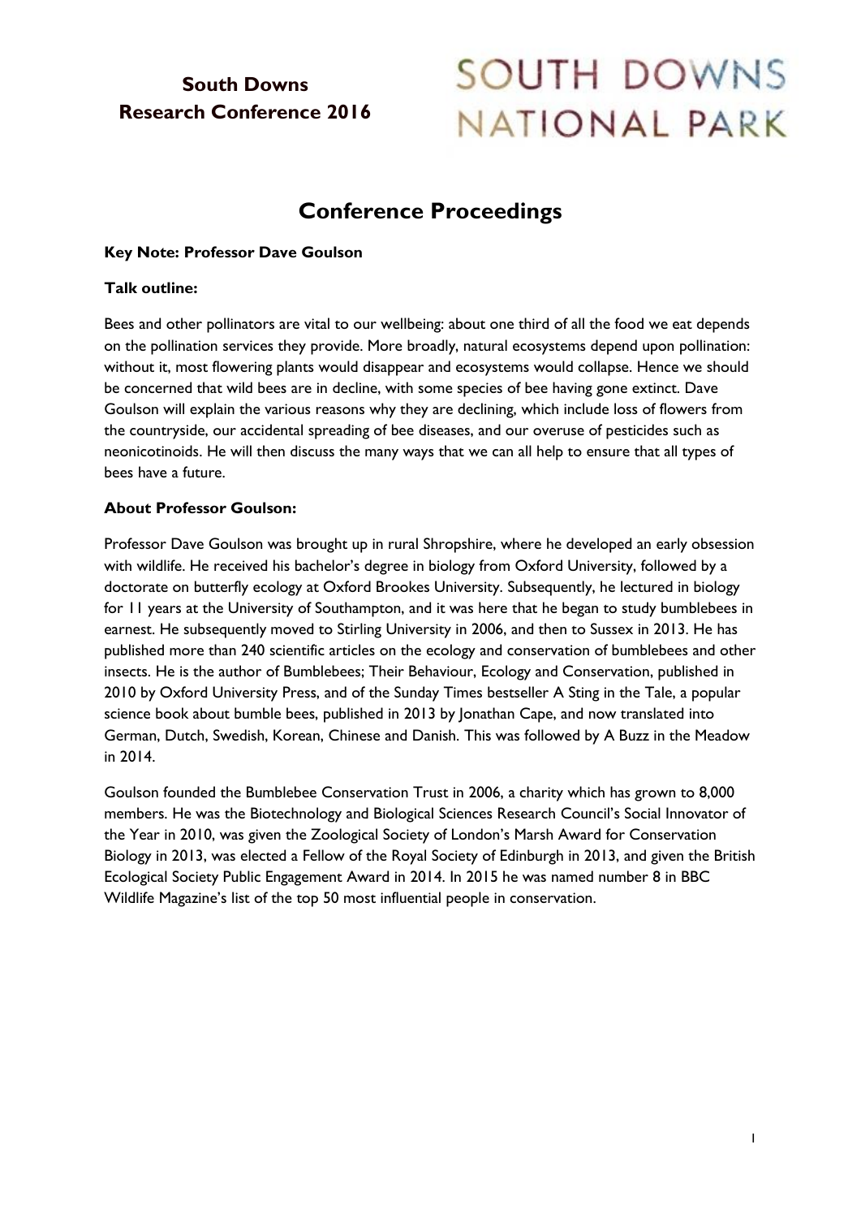**South Downs Research Conference 2016**

SOUTH DOWNS NATIONAL PARK

# Conference Proceedings

**Key Note: Professor Dave Goulson**

**Talk outline:**

Bees and other pollinators are vital to our wellbeing: about one third of all the food we eat depends on the pollination services they provide. More broadly, natural ecosystems depend upon pollination: without it, most flowering plants would disappear and ecosystems would collapse. Hence we should be concerned that wild bees are in decline, with some species of bee having gone extinct. Dave Goulson will explain the various reasons why they are declining, which include loss of flowers from the countryside, our accidental spreading of bee diseases, and our overuse of pesticides such as neonicotinoids. He will then discuss the many ways that we can all help to ensure that all types of bees have a future.

**About Professor Goulson:**

Professor Dave Goulson was brought up in rural Shropshire, where he developed an early obsession with wildlife. He received his bachelor's degree in biology from Oxford University, followed by a doctorate on butterfly ecology at Oxford Brookes University. Subsequently, he lectured in biology for 11 years at the University of Southampton, and it was here that he began to study bumblebees in earnest. He subsequently moved to Stirling University in 2006, and then to Sussex in 2013. He has published more than 240 scientific articles on the ecology and conservation of bumblebees and other insects. He is the author of Bumblebees; Their Behaviour, Ecology and Conservation, published in 2010 by Oxford University Press, and of the Sunday Times bestseller A Sting in the Tale, a popular science book about bumble bees, published in 2013 by Jonathan Cape, and now translated into German, Dutch, Swedish, Korean, Chinese and Danish. This was followed by A Buzz in the Meadow in 2014.

Goulson founded the Bumblebee Conservation Trust in 2006, a charity which has grown to 8,000 members. He was the Biotechnology and Biological Sciences Research Council's Social Innovator of the Year in 2010, was given the Zoological Society of London's Marsh Award for Conservation Biology in 2013, was elected a Fellow of the Royal Society of Edinburgh in 2013, and given the British Ecological Society Public Engagement Award in 2014. In 2015 he was named number 8 in BBC Wildlife Magazine's list of the top 50 most influential people in conservation.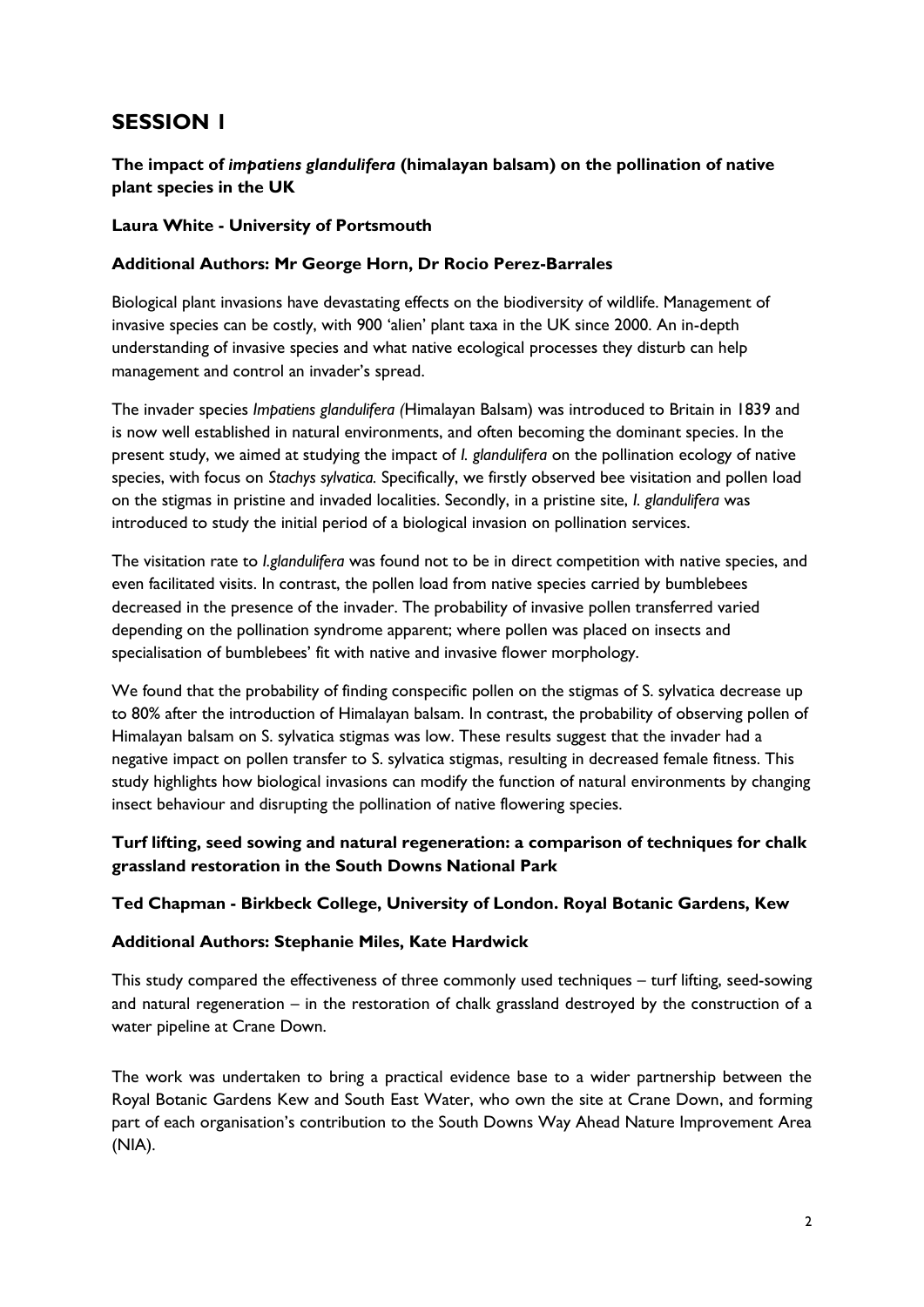# SESSION 1

### The impact of *impatiens glandulifera* (himalayan balsam) on the pollination of native plant species in the UK

**Laura White - University of Portsmouth**

**Additional Authors: Mr George Horn, Dr Rocio Perez-Barrales**

Biological plant invasions have devastating effects on the biodiversity of wildlife. Management of invasive species can be costly, with 900 'alien' plant taxa in the UK since 2000. An in-depth understanding of invasive species and what native ecological processes they disturb can help management and control an invader's spread.

The invader species *Impatiens glandulifera (*Himalayan Balsam) was introduced to Britain in 1839 and is now well established in natural environments, and often becoming the dominant species. In the present study, we aimed at studying the impact of *I. glandulifera* on the pollination ecology of native species, with focus on *Stachys sylvatica.* Specifically, we firstly observed bee visitation and pollen load on the stigmas in pristine and invaded localities. Secondly, in a pristine site, *I. glandulifera* was introduced to study the initial period of a biological invasion on pollination services.

The visitation rate to *I.glandulifera* was found not to be in direct competition with native species, and even facilitated visits. In contrast, the pollen load from native species carried by bumblebees decreased in the presence of the invader. The probability of invasive pollen transferred varied depending on the pollination syndrome apparent; where pollen was placed on insects and specialisation of bumblebees' fit with native and invasive flower morphology.

We found that the probability of finding conspecific pollen on the stigmas of S. sylvatica decrease up to 80% after the introduction of Himalayan balsam. In contrast, the probability of observing pollen of Himalayan balsam on S. sylvatica stigmas was low. These results suggest that the invader had a negative impact on pollen transfer to S. sylvatica stigmas, resulting in decreased female fitness. This study highlights how biological invasions can modify the function of natural environments by changing insect behaviour and disrupting the pollination of native flowering species.

### Turf lifting, seed sowing and natural regeneration: a comparison of techniques for chalk grassland restoration in the South Downs National Park

**Ted Chapman - Birkbeck College, University of London. Royal Botanic Gardens, Kew**

**Additional Authors: Stephanie Miles, Kate Hardwick**

This study compared the effectiveness of three commonly used techniques – turf lifting, seed-sowing and natural regeneration – in the restoration of chalk grassland destroyed by the construction of a water pipeline at Crane Down.

The work was undertaken to bring a practical evidence base to a wider partnership between the Royal Botanic Gardens Kew and South East Water, who own the site at Crane Down, and forming part of each organisation's contribution to the South Downs Way Ahead Nature Improvement Area (NIA).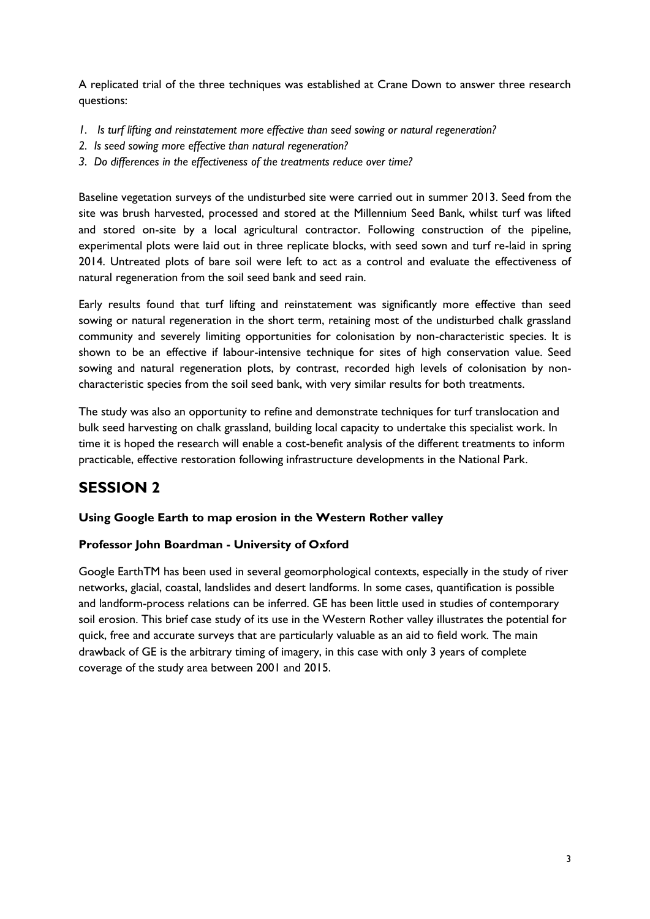A replicated trial of the three techniques was established at Crane Down to answer three research questions:

1. *Is turf lifting and reinstatement more effective than seed sowing or natural regeneration?*
2. *Is seed sowing more effective than natural regeneration?*
3. *Do differences in the effectiveness of the treatments reduce over time?*

Baseline vegetation surveys of the undisturbed site were carried out in summer 2013. Seed from the site was brush harvested, processed and stored at the Millennium Seed Bank, whilst turf was lifted and stored on-site by a local agricultural contractor. Following construction of the pipeline, experimental plots were laid out in three replicate blocks, with seed sown and turf re-laid in spring 2014. Untreated plots of bare soil were left to act as a control and evaluate the effectiveness of natural regeneration from the soil seed bank and seed rain.

Early results found that turf lifting and reinstatement was significantly more effective than seed sowing or natural regeneration in the short term, retaining most of the undisturbed chalk grassland community and severely limiting opportunities for colonisation by non-characteristic species. It is shown to be an effective if labour-intensive technique for sites of high conservation value. Seed sowing and natural regeneration plots, by contrast, recorded high levels of colonisation by non-characteristic species from the soil seed bank, with very similar results for both treatments.

The study was also an opportunity to refine and demonstrate techniques for turf translocation and bulk seed harvesting on chalk grassland, building local capacity to undertake this specialist work. In time it is hoped the research will enable a cost-benefit analysis of the different treatments to inform practicable, effective restoration following infrastructure developments in the National Park.

# SESSION 2

**Using Google Earth to map erosion in the Western Rother valley**

**Professor John Boardman - University of Oxford**

Google EarthTM has been used in several geomorphological contexts, especially in the study of river networks, glacial, coastal, landslides and desert landforms. In some cases, quantification is possible and landform-process relations can be inferred. GE has been little used in studies of contemporary soil erosion. This brief case study of its use in the Western Rother valley illustrates the potential for quick, free and accurate surveys that are particularly valuable as an aid to field work. The main drawback of GE is the arbitrary timing of imagery, in this case with only 3 years of complete coverage of the study area between 2001 and 2015.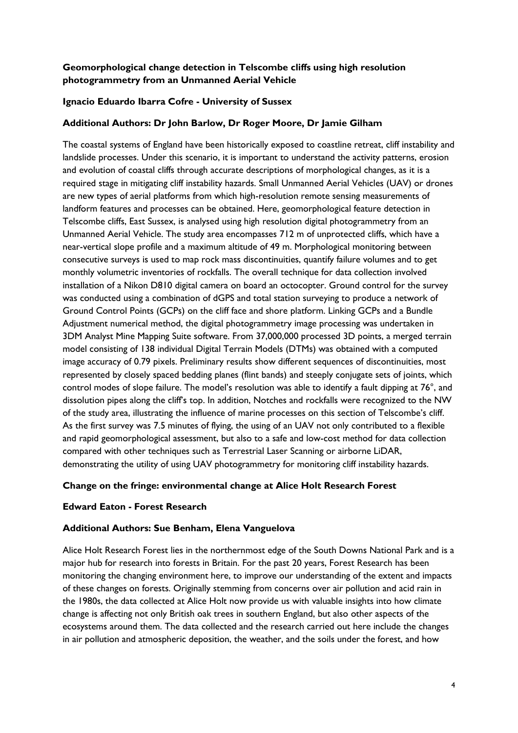### Geomorphological change detection in Telscombe cliffs using high resolution photogrammetry from an Unmanned Aerial Vehicle

**Ignacio Eduardo Ibarra Cofre - University of Sussex**

**Additional Authors: Dr John Barlow, Dr Roger Moore, Dr Jamie Gilham**

The coastal systems of England have been historically exposed to coastline retreat, cliff instability and landslide processes. Under this scenario, it is important to understand the activity patterns, erosion and evolution of coastal cliffs through accurate descriptions of morphological changes, as it is a required stage in mitigating cliff instability hazards. Small Unmanned Aerial Vehicles (UAV) or drones are new types of aerial platforms from which high-resolution remote sensing measurements of landform features and processes can be obtained. Here, geomorphological feature detection in Telscombe cliffs, East Sussex, is analysed using high resolution digital photogrammetry from an Unmanned Aerial Vehicle. The study area encompasses 712 m of unprotected cliffs, which have a near-vertical slope profile and a maximum altitude of 49 m. Morphological monitoring between consecutive surveys is used to map rock mass discontinuities, quantify failure volumes and to get monthly volumetric inventories of rockfalls. The overall technique for data collection involved installation of a Nikon D810 digital camera on board an octocopter. Ground control for the survey was conducted using a combination of dGPS and total station surveying to produce a network of Ground Control Points (GCPs) on the cliff face and shore platform. Linking GCPs and a Bundle Adjustment numerical method, the digital photogrammetry image processing was undertaken in 3DM Analyst Mine Mapping Suite software. From 37,000,000 processed 3D points, a merged terrain model consisting of 138 individual Digital Terrain Models (DTMs) was obtained with a computed image accuracy of 0.79 pixels. Preliminary results show different sequences of discontinuities, most represented by closely spaced bedding planes (flint bands) and steeply conjugate sets of joints, which control modes of slope failure. The model's resolution was able to identify a fault dipping at 76°, and dissolution pipes along the cliff's top. In addition, Notches and rockfalls were recognized to the NW of the study area, illustrating the influence of marine processes on this section of Telscombe's cliff. As the first survey was 7.5 minutes of flying, the using of an UAV not only contributed to a flexible and rapid geomorphological assessment, but also to a safe and low-cost method for data collection compared with other techniques such as Terrestrial Laser Scanning or airborne LiDAR, demonstrating the utility of using UAV photogrammetry for monitoring cliff instability hazards.

### Change on the fringe: environmental change at Alice Holt Research Forest

**Edward Eaton - Forest Research**

**Additional Authors: Sue Benham, Elena Vanguelova**

Alice Holt Research Forest lies in the northernmost edge of the South Downs National Park and is a major hub for research into forests in Britain. For the past 20 years, Forest Research has been monitoring the changing environment here, to improve our understanding of the extent and impacts of these changes on forests. Originally stemming from concerns over air pollution and acid rain in the 1980s, the data collected at Alice Holt now provide us with valuable insights into how climate change is affecting not only British oak trees in southern England, but also other aspects of the ecosystems around them. The data collected and the research carried out here include the changes in air pollution and atmospheric deposition, the weather, and the soils under the forest, and how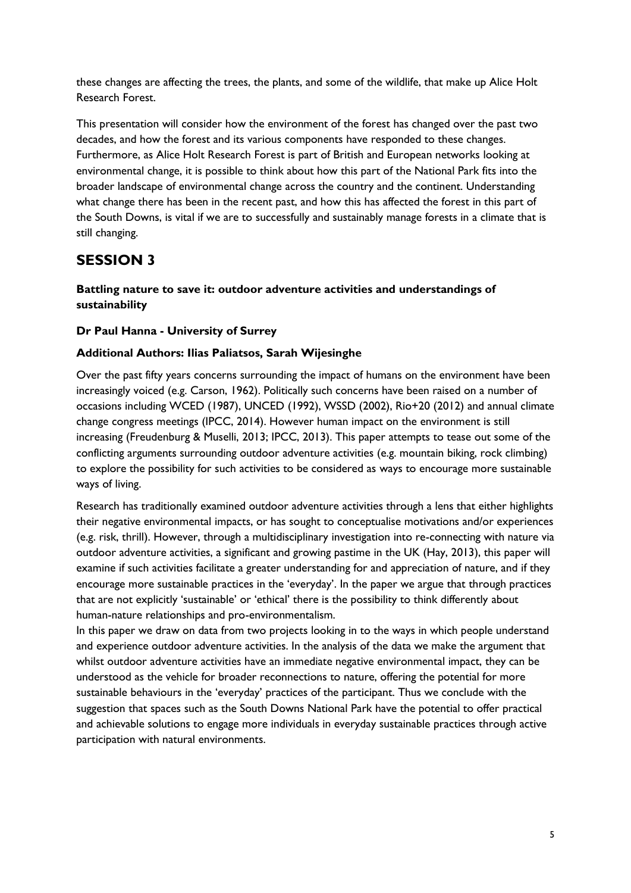these changes are affecting the trees, the plants, and some of the wildlife, that make up Alice Holt Research Forest.

This presentation will consider how the environment of the forest has changed over the past two decades, and how the forest and its various components have responded to these changes. Furthermore, as Alice Holt Research Forest is part of British and European networks looking at environmental change, it is possible to think about how this part of the National Park fits into the broader landscape of environmental change across the country and the continent. Understanding what change there has been in the recent past, and how this has affected the forest in this part of the South Downs, is vital if we are to successfully and sustainably manage forests in a climate that is still changing.

# SESSION 3

### Battling nature to save it: outdoor adventure activities and understandings of sustainability

**Dr Paul Hanna - University of Surrey**

**Additional Authors: Ilias Paliatsos, Sarah Wijesinghe**

Over the past fifty years concerns surrounding the impact of humans on the environment have been increasingly voiced (e.g. Carson, 1962). Politically such concerns have been raised on a number of occasions including WCED (1987), UNCED (1992), WSSD (2002), Rio+20 (2012) and annual climate change congress meetings (IPCC, 2014). However human impact on the environment is still increasing (Freudenburg & Muselli, 2013; IPCC, 2013). This paper attempts to tease out some of the conflicting arguments surrounding outdoor adventure activities (e.g. mountain biking, rock climbing) to explore the possibility for such activities to be considered as ways to encourage more sustainable ways of living.

Research has traditionally examined outdoor adventure activities through a lens that either highlights their negative environmental impacts, or has sought to conceptualise motivations and/or experiences (e.g. risk, thrill). However, through a multidisciplinary investigation into re-connecting with nature via outdoor adventure activities, a significant and growing pastime in the UK (Hay, 2013), this paper will examine if such activities facilitate a greater understanding for and appreciation of nature, and if they encourage more sustainable practices in the 'everyday'. In the paper we argue that through practices that are not explicitly 'sustainable' or 'ethical' there is the possibility to think differently about human-nature relationships and pro-environmentalism.

In this paper we draw on data from two projects looking in to the ways in which people understand and experience outdoor adventure activities. In the analysis of the data we make the argument that whilst outdoor adventure activities have an immediate negative environmental impact, they can be understood as the vehicle for broader reconnections to nature, offering the potential for more sustainable behaviours in the 'everyday' practices of the participant. Thus we conclude with the suggestion that spaces such as the South Downs National Park have the potential to offer practical and achievable solutions to engage more individuals in everyday sustainable practices through active participation with natural environments.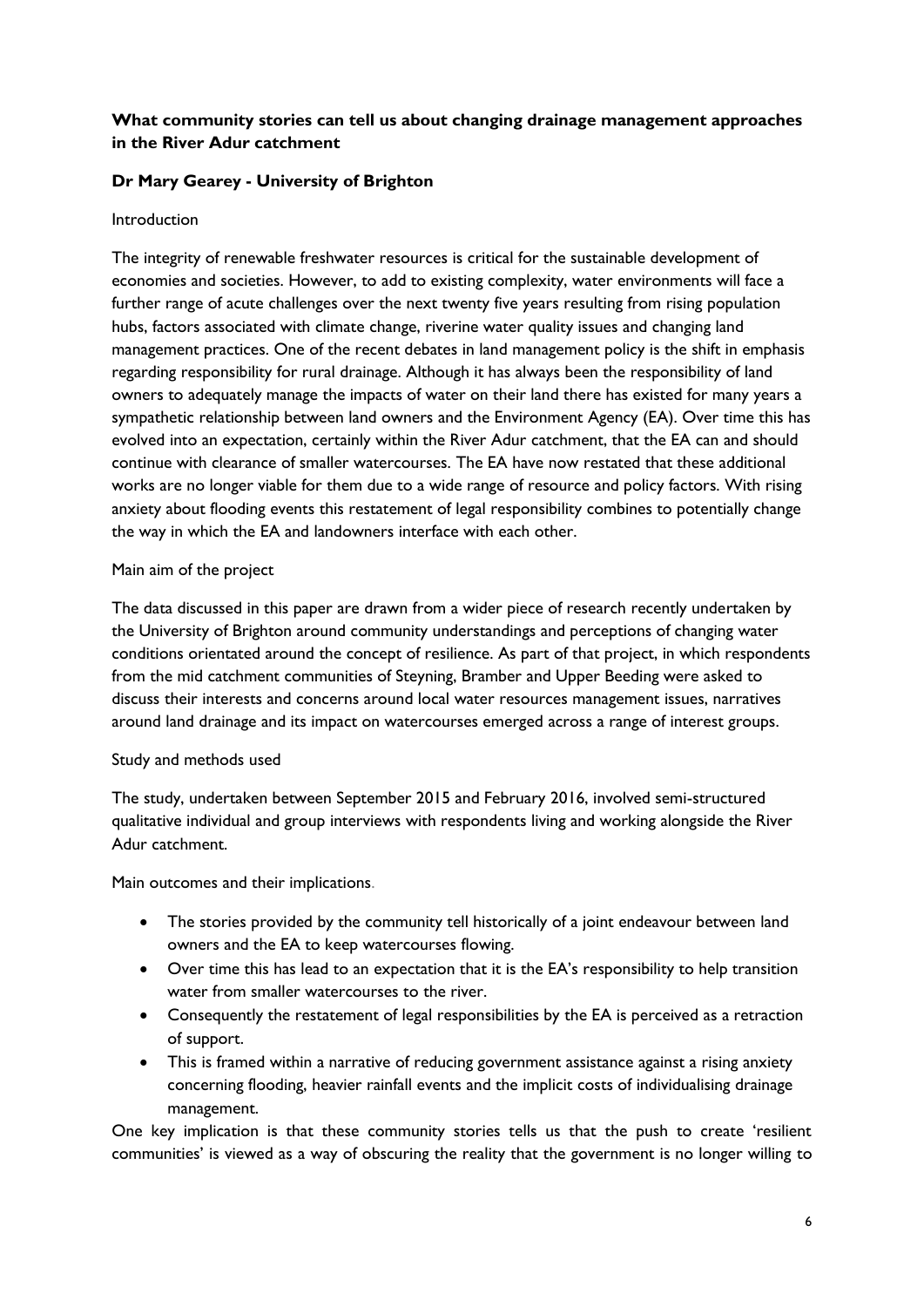**What community stories can tell us about changing drainage management approaches in the River Adur catchment**

**Dr Mary Gearey - University of Brighton**

Introduction

The integrity of renewable freshwater resources is critical for the sustainable development of economies and societies. However, to add to existing complexity, water environments will face a further range of acute challenges over the next twenty five years resulting from rising population hubs, factors associated with climate change, riverine water quality issues and changing land management practices. One of the recent debates in land management policy is the shift in emphasis regarding responsibility for rural drainage. Although it has always been the responsibility of land owners to adequately manage the impacts of water on their land there has existed for many years a sympathetic relationship between land owners and the Environment Agency (EA). Over time this has evolved into an expectation, certainly within the River Adur catchment, that the EA can and should continue with clearance of smaller watercourses. The EA have now restated that these additional works are no longer viable for them due to a wide range of resource and policy factors. With rising anxiety about flooding events this restatement of legal responsibility combines to potentially change the way in which the EA and landowners interface with each other.

Main aim of the project

The data discussed in this paper are drawn from a wider piece of research recently undertaken by the University of Brighton around community understandings and perceptions of changing water conditions orientated around the concept of resilience. As part of that project, in which respondents from the mid catchment communities of Steyning, Bramber and Upper Beeding were asked to discuss their interests and concerns around local water resources management issues, narratives around land drainage and its impact on watercourses emerged across a range of interest groups.

Study and methods used

The study, undertaken between September 2015 and February 2016, involved semi-structured qualitative individual and group interviews with respondents living and working alongside the River Adur catchment.

Main outcomes and their implications.

- The stories provided by the community tell historically of a joint endeavour between land owners and the EA to keep watercourses flowing.
- Over time this has lead to an expectation that it is the EA's responsibility to help transition water from smaller watercourses to the river.
- Consequently the restatement of legal responsibilities by the EA is perceived as a retraction of support.
- This is framed within a narrative of reducing government assistance against a rising anxiety concerning flooding, heavier rainfall events and the implicit costs of individualising drainage management.

One key implication is that these community stories tells us that the push to create 'resilient communities' is viewed as a way of obscuring the reality that the government is no longer willing to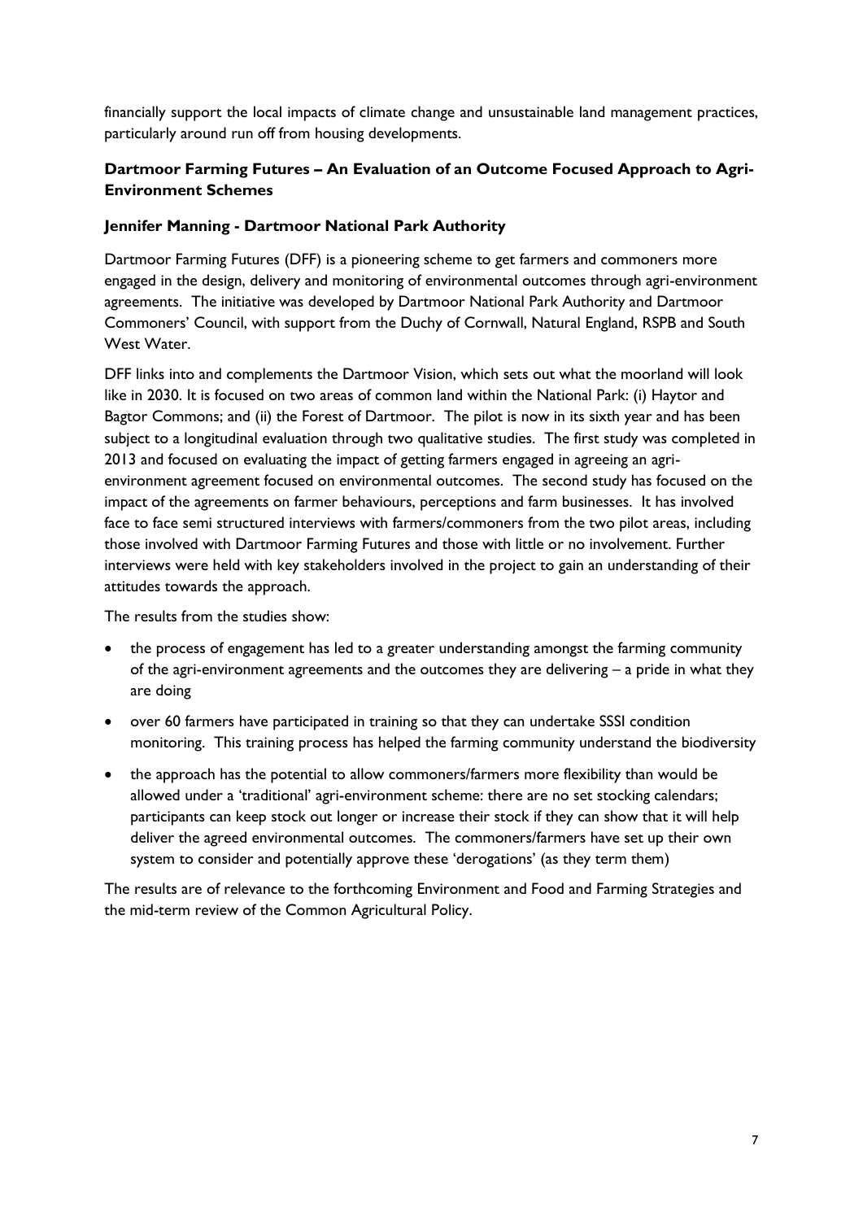financially support the local impacts of climate change and unsustainable land management practices, particularly around run off from housing developments.

### Dartmoor Farming Futures – An Evaluation of an Outcome Focused Approach to Agri-Environment Schemes

**Jennifer Manning - Dartmoor National Park Authority**

Dartmoor Farming Futures (DFF) is a pioneering scheme to get farmers and commoners more engaged in the design, delivery and monitoring of environmental outcomes through agri-environment agreements. The initiative was developed by Dartmoor National Park Authority and Dartmoor Commoners' Council, with support from the Duchy of Cornwall, Natural England, RSPB and South West Water.

DFF links into and complements the Dartmoor Vision, which sets out what the moorland will look like in 2030. It is focused on two areas of common land within the National Park: (i) Haytor and Bagtor Commons; and (ii) the Forest of Dartmoor. The pilot is now in its sixth year and has been subject to a longitudinal evaluation through two qualitative studies. The first study was completed in 2013 and focused on evaluating the impact of getting farmers engaged in agreeing an agri-environment agreement focused on environmental outcomes. The second study has focused on the impact of the agreements on farmer behaviours, perceptions and farm businesses. It has involved face to face semi structured interviews with farmers/commoners from the two pilot areas, including those involved with Dartmoor Farming Futures and those with little or no involvement. Further interviews were held with key stakeholders involved in the project to gain an understanding of their attitudes towards the approach.

The results from the studies show:

- the process of engagement has led to a greater understanding amongst the farming community of the agri-environment agreements and the outcomes they are delivering – a pride in what they are doing
- over 60 farmers have participated in training so that they can undertake SSSI condition monitoring. This training process has helped the farming community understand the biodiversity
- the approach has the potential to allow commoners/farmers more flexibility than would be allowed under a 'traditional' agri-environment scheme: there are no set stocking calendars; participants can keep stock out longer or increase their stock if they can show that it will help deliver the agreed environmental outcomes. The commoners/farmers have set up their own system to consider and potentially approve these 'derogations' (as they term them)

The results are of relevance to the forthcoming Environment and Food and Farming Strategies and the mid-term review of the Common Agricultural Policy.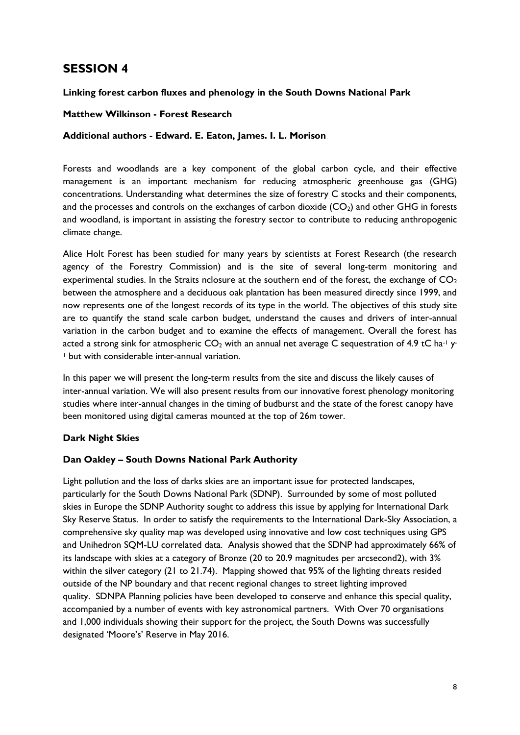# SESSION 4

**Linking forest carbon fluxes and phenology in the South Downs National Park**

**Matthew Wilkinson - Forest Research**

**Additional authors - Edward. E. Eaton, James. I. L. Morison**

Forests and woodlands are a key component of the global carbon cycle, and their effective management is an important mechanism for reducing atmospheric greenhouse gas (GHG) concentrations. Understanding what determines the size of forestry C stocks and their components, and the processes and controls on the exchanges of carbon dioxide ($CO_2$) and other GHG in forests and woodland, is important in assisting the forestry sector to contribute to reducing anthropogenic climate change.

Alice Holt Forest has been studied for many years by scientists at Forest Research (the research agency of the Forestry Commission) and is the site of several long-term monitoring and experimental studies. In the Straits nclosure at the southern end of the forest, the exchange of $CO_2$ between the atmosphere and a deciduous oak plantation has been measured directly since 1999, and now represents one of the longest records of its type in the world. The objectives of this study site are to quantify the stand scale carbon budget, understand the causes and drivers of inter-annual variation in the carbon budget and to examine the effects of management. Overall the forest has acted a strong sink for atmospheric $CO_2$ with an annual net average C sequestration of 4.9 tC $ha^{-1}$ $y^{-1}$ but with considerable inter-annual variation.

In this paper we will present the long-term results from the site and discuss the likely causes of inter-annual variation. We will also present results from our innovative forest phenology monitoring studies where inter-annual changes in the timing of budburst and the state of the forest canopy have been monitored using digital cameras mounted at the top of 26m tower.

**Dark Night Skies**

**Dan Oakley – South Downs National Park Authority**

Light pollution and the loss of darks skies are an important issue for protected landscapes, particularly for the South Downs National Park (SDNP). Surrounded by some of most polluted skies in Europe the SDNP Authority sought to address this issue by applying for International Dark Sky Reserve Status. In order to satisfy the requirements to the International Dark-Sky Association, a comprehensive sky quality map was developed using innovative and low cost techniques using GPS and Unihedron SQM-LU correlated data. Analysis showed that the SDNP had approximately 66% of its landscape with skies at a category of Bronze (20 to 20.9 magnitudes per arcsecond2), with 3% within the silver category (21 to 21.74). Mapping showed that 95% of the lighting threats resided outside of the NP boundary and that recent regional changes to street lighting improved quality. SDNPA Planning policies have been developed to conserve and enhance this special quality, accompanied by a number of events with key astronomical partners. With Over 70 organisations and 1,000 individuals showing their support for the project, the South Downs was successfully designated 'Moore's' Reserve in May 2016.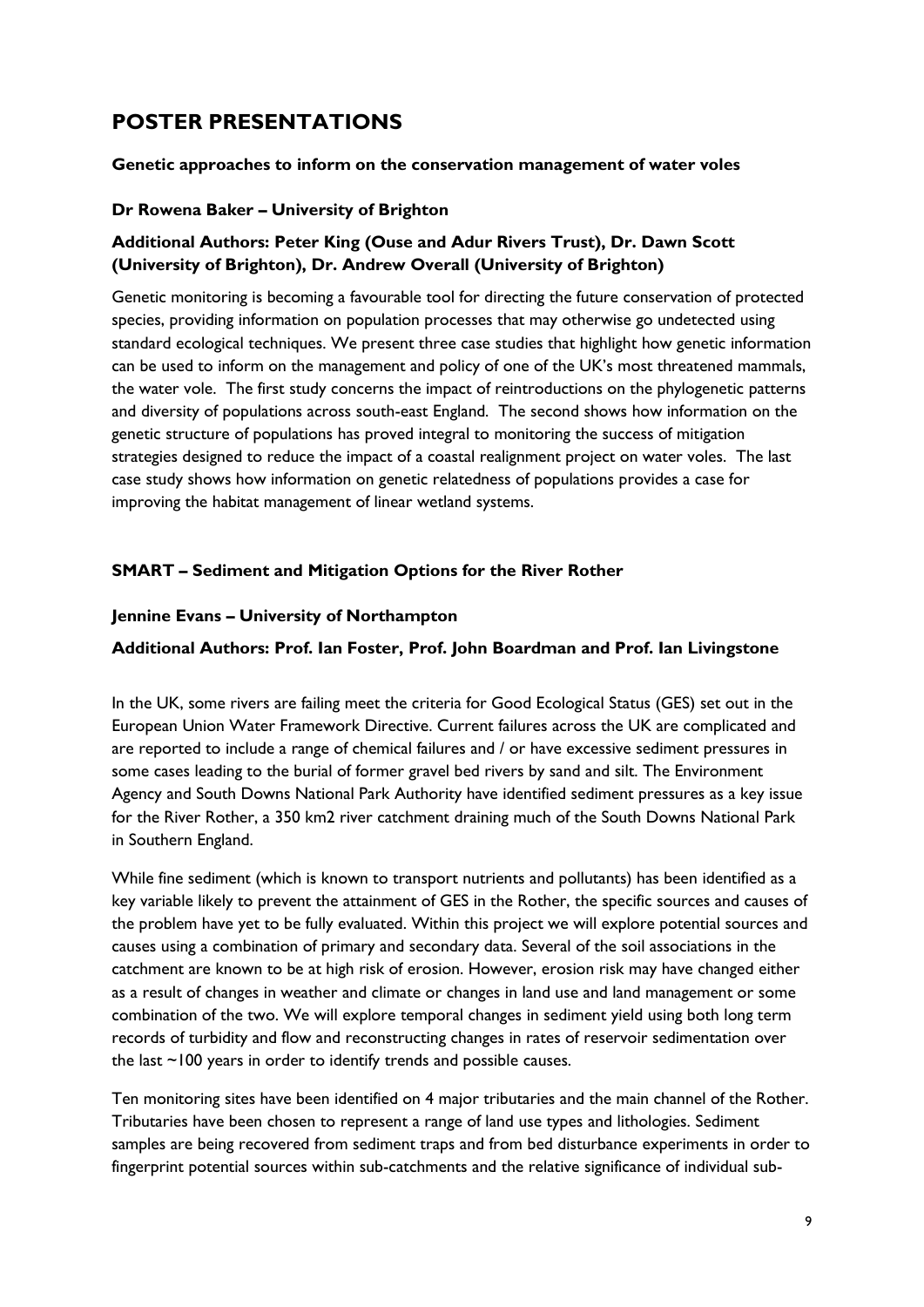# POSTER PRESENTATIONS

**Genetic approaches to inform on the conservation management of water voles**

**Dr Rowena Baker – University of Brighton**

**Additional Authors: Peter King (Ouse and Adur Rivers Trust), Dr. Dawn Scott (University of Brighton), Dr. Andrew Overall (University of Brighton)**

Genetic monitoring is becoming a favourable tool for directing the future conservation of protected species, providing information on population processes that may otherwise go undetected using standard ecological techniques. We present three case studies that highlight how genetic information can be used to inform on the management and policy of one of the UK's most threatened mammals, the water vole. The first study concerns the impact of reintroductions on the phylogenetic patterns and diversity of populations across south-east England. The second shows how information on the genetic structure of populations has proved integral to monitoring the success of mitigation strategies designed to reduce the impact of a coastal realignment project on water voles. The last case study shows how information on genetic relatedness of populations provides a case for improving the habitat management of linear wetland systems.

**SMART – Sediment and Mitigation Options for the River Rother**

**Jennine Evans – University of Northampton**

**Additional Authors: Prof. Ian Foster, Prof. John Boardman and Prof. Ian Livingstone**

In the UK, some rivers are failing meet the criteria for Good Ecological Status (GES) set out in the European Union Water Framework Directive. Current failures across the UK are complicated and are reported to include a range of chemical failures and / or have excessive sediment pressures in some cases leading to the burial of former gravel bed rivers by sand and silt. The Environment Agency and South Downs National Park Authority have identified sediment pressures as a key issue for the River Rother, a 350 km2 river catchment draining much of the South Downs National Park in Southern England.

While fine sediment (which is known to transport nutrients and pollutants) has been identified as a key variable likely to prevent the attainment of GES in the Rother, the specific sources and causes of the problem have yet to be fully evaluated. Within this project we will explore potential sources and causes using a combination of primary and secondary data. Several of the soil associations in the catchment are known to be at high risk of erosion. However, erosion risk may have changed either as a result of changes in weather and climate or changes in land use and land management or some combination of the two. We will explore temporal changes in sediment yield using both long term records of turbidity and flow and reconstructing changes in rates of reservoir sedimentation over the last ~100 years in order to identify trends and possible causes.

Ten monitoring sites have been identified on 4 major tributaries and the main channel of the Rother. Tributaries have been chosen to represent a range of land use types and lithologies. Sediment samples are being recovered from sediment traps and from bed disturbance experiments in order to fingerprint potential sources within sub-catchments and the relative significance of individual sub-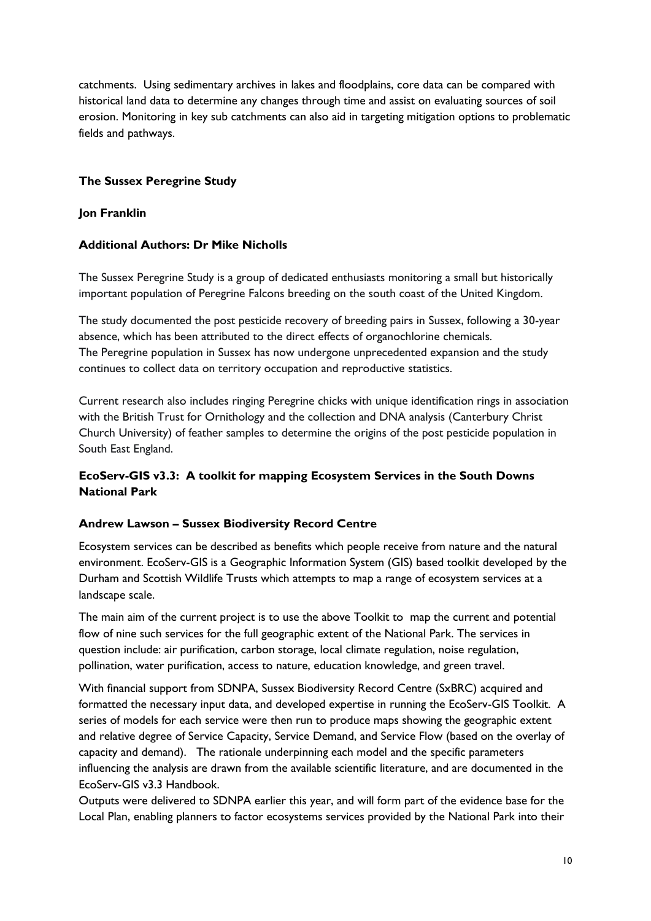catchments. Using sedimentary archives in lakes and floodplains, core data can be compared with historical land data to determine any changes through time and assist on evaluating sources of soil erosion. Monitoring in key sub catchments can also aid in targeting mitigation options to problematic fields and pathways.

### The Sussex Peregrine Study

**Jon Franklin**

**Additional Authors: Dr Mike Nicholls**

The Sussex Peregrine Study is a group of dedicated enthusiasts monitoring a small but historically important population of Peregrine Falcons breeding on the south coast of the United Kingdom.

The study documented the post pesticide recovery of breeding pairs in Sussex, following a 30-year absence, which has been attributed to the direct effects of organochlorine chemicals.
The Peregrine population in Sussex has now undergone unprecedented expansion and the study continues to collect data on territory occupation and reproductive statistics.

Current research also includes ringing Peregrine chicks with unique identification rings in association with the British Trust for Ornithology and the collection and DNA analysis (Canterbury Christ Church University) of feather samples to determine the origins of the post pesticide population in South East England.

### EcoServ-GIS v3.3: A toolkit for mapping Ecosystem Services in the South Downs National Park

**Andrew Lawson – Sussex Biodiversity Record Centre**

Ecosystem services can be described as benefits which people receive from nature and the natural environment. EcoServ-GIS is a Geographic Information System (GIS) based toolkit developed by the Durham and Scottish Wildlife Trusts which attempts to map a range of ecosystem services at a landscape scale.

The main aim of the current project is to use the above Toolkit to map the current and potential flow of nine such services for the full geographic extent of the National Park. The services in question include: air purification, carbon storage, local climate regulation, noise regulation, pollination, water purification, access to nature, education knowledge, and green travel.

With financial support from SDNPA, Sussex Biodiversity Record Centre (SxBRC) acquired and formatted the necessary input data, and developed expertise in running the EcoServ-GIS Toolkit. A series of models for each service were then run to produce maps showing the geographic extent and relative degree of Service Capacity, Service Demand, and Service Flow (based on the overlay of capacity and demand). The rationale underpinning each model and the specific parameters influencing the analysis are drawn from the available scientific literature, and are documented in the EcoServ-GIS v3.3 Handbook.
Outputs were delivered to SDNPA earlier this year, and will form part of the evidence base for the Local Plan, enabling planners to factor ecosystems services provided by the National Park into their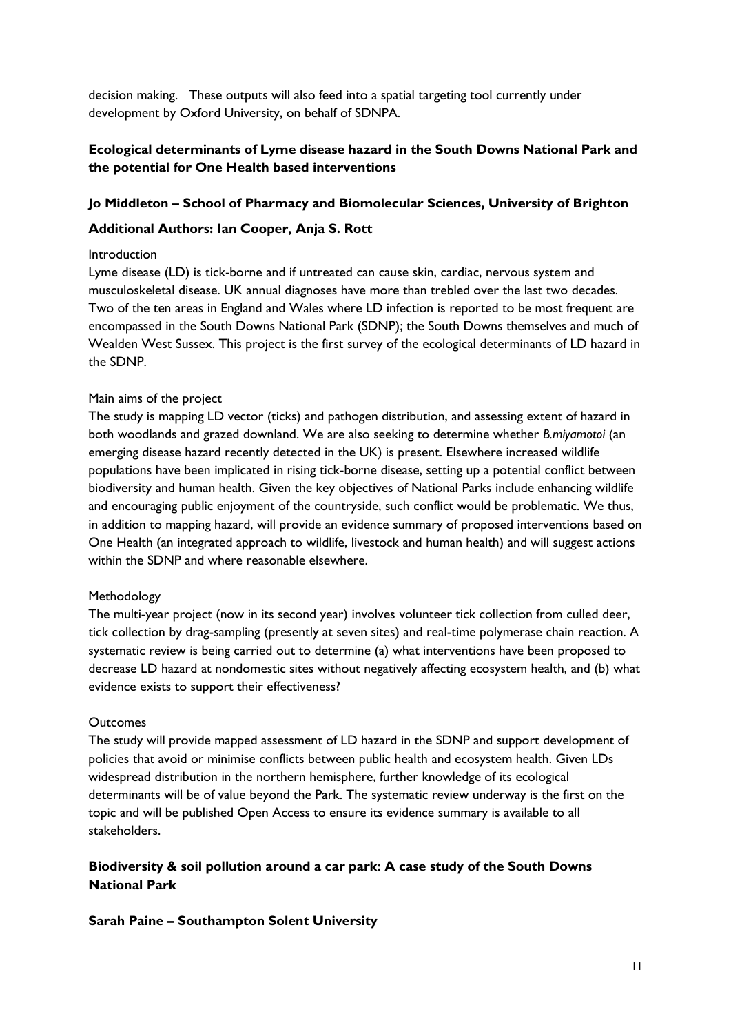decision making. These outputs will also feed into a spatial targeting tool currently under development by Oxford University, on behalf of SDNPA.

## Ecological determinants of Lyme disease hazard in the South Downs National Park and the potential for One Health based interventions

**Jo Middleton – School of Pharmacy and Biomolecular Sciences, University of Brighton**

**Additional Authors: Ian Cooper, Anja S. Rott**

Introduction

Lyme disease (LD) is tick-borne and if untreated can cause skin, cardiac, nervous system and musculoskeletal disease. UK annual diagnoses have more than trebled over the last two decades. Two of the ten areas in England and Wales where LD infection is reported to be most frequent are encompassed in the South Downs National Park (SDNP); the South Downs themselves and much of Wealden West Sussex. This project is the first survey of the ecological determinants of LD hazard in the SDNP.

Main aims of the project

The study is mapping LD vector (ticks) and pathogen distribution, and assessing extent of hazard in both woodlands and grazed downland. We are also seeking to determine whether *B.miyamotoi* (an emerging disease hazard recently detected in the UK) is present. Elsewhere increased wildlife populations have been implicated in rising tick-borne disease, setting up a potential conflict between biodiversity and human health. Given the key objectives of National Parks include enhancing wildlife and encouraging public enjoyment of the countryside, such conflict would be problematic. We thus, in addition to mapping hazard, will provide an evidence summary of proposed interventions based on One Health (an integrated approach to wildlife, livestock and human health) and will suggest actions within the SDNP and where reasonable elsewhere.

Methodology

The multi-year project (now in its second year) involves volunteer tick collection from culled deer, tick collection by drag-sampling (presently at seven sites) and real-time polymerase chain reaction. A systematic review is being carried out to determine (a) what interventions have been proposed to decrease LD hazard at nondomestic sites without negatively affecting ecosystem health, and (b) what evidence exists to support their effectiveness?

Outcomes

The study will provide mapped assessment of LD hazard in the SDNP and support development of policies that avoid or minimise conflicts between public health and ecosystem health. Given LDs widespread distribution in the northern hemisphere, further knowledge of its ecological determinants will be of value beyond the Park. The systematic review underway is the first on the topic and will be published Open Access to ensure its evidence summary is available to all stakeholders.

## Biodiversity & soil pollution around a car park: A case study of the South Downs National Park

**Sarah Paine – Southampton Solent University**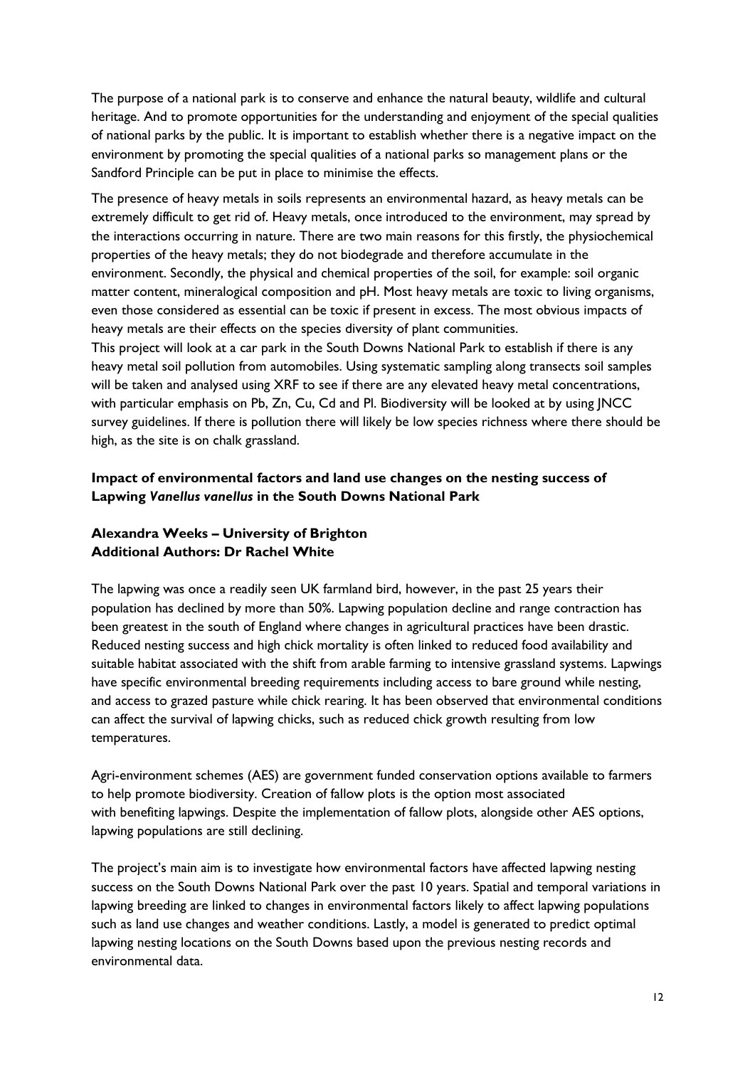The purpose of a national park is to conserve and enhance the natural beauty, wildlife and cultural heritage. And to promote opportunities for the understanding and enjoyment of the special qualities of national parks by the public. It is important to establish whether there is a negative impact on the environment by promoting the special qualities of a national parks so management plans or the Sandford Principle can be put in place to minimise the effects.

The presence of heavy metals in soils represents an environmental hazard, as heavy metals can be extremely difficult to get rid of. Heavy metals, once introduced to the environment, may spread by the interactions occurring in nature. There are two main reasons for this firstly, the physiochemical properties of the heavy metals; they do not biodegrade and therefore accumulate in the environment. Secondly, the physical and chemical properties of the soil, for example: soil organic matter content, mineralogical composition and pH. Most heavy metals are toxic to living organisms, even those considered as essential can be toxic if present in excess. The most obvious impacts of heavy metals are their effects on the species diversity of plant communities.

This project will look at a car park in the South Downs National Park to establish if there is any heavy metal soil pollution from automobiles. Using systematic sampling along transects soil samples will be taken and analysed using XRF to see if there are any elevated heavy metal concentrations, with particular emphasis on Pb, Zn, Cu, Cd and Pl. Biodiversity will be looked at by using JNCC survey guidelines. If there is pollution there will likely be low species richness where there should be high, as the site is on chalk grassland.

### Impact of environmental factors and land use changes on the nesting success of Lapwing *Vanellus vanellus* in the South Downs National Park

**Alexandra Weeks – University of Brighton**
**Additional Authors: Dr Rachel White**

The lapwing was once a readily seen UK farmland bird, however, in the past 25 years their population has declined by more than 50%. Lapwing population decline and range contraction has been greatest in the south of England where changes in agricultural practices have been drastic. Reduced nesting success and high chick mortality is often linked to reduced food availability and suitable habitat associated with the shift from arable farming to intensive grassland systems. Lapwings have specific environmental breeding requirements including access to bare ground while nesting, and access to grazed pasture while chick rearing. It has been observed that environmental conditions can affect the survival of lapwing chicks, such as reduced chick growth resulting from low temperatures.

Agri-environment schemes (AES) are government funded conservation options available to farmers to help promote biodiversity. Creation of fallow plots is the option most associated with benefiting lapwings. Despite the implementation of fallow plots, alongside other AES options, lapwing populations are still declining.

The project's main aim is to investigate how environmental factors have affected lapwing nesting success on the South Downs National Park over the past 10 years. Spatial and temporal variations in lapwing breeding are linked to changes in environmental factors likely to affect lapwing populations such as land use changes and weather conditions. Lastly, a model is generated to predict optimal lapwing nesting locations on the South Downs based upon the previous nesting records and environmental data.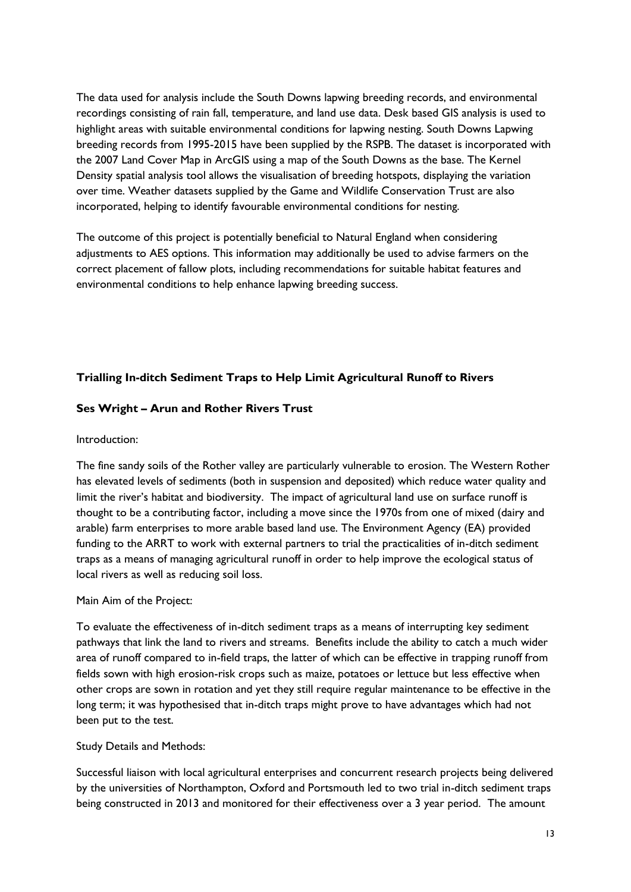The data used for analysis include the South Downs lapwing breeding records, and environmental recordings consisting of rain fall, temperature, and land use data. Desk based GIS analysis is used to highlight areas with suitable environmental conditions for lapwing nesting. South Downs Lapwing breeding records from 1995-2015 have been supplied by the RSPB. The dataset is incorporated with the 2007 Land Cover Map in ArcGIS using a map of the South Downs as the base. The Kernel Density spatial analysis tool allows the visualisation of breeding hotspots, displaying the variation over time. Weather datasets supplied by the Game and Wildlife Conservation Trust are also incorporated, helping to identify favourable environmental conditions for nesting.

The outcome of this project is potentially beneficial to Natural England when considering adjustments to AES options. This information may additionally be used to advise farmers on the correct placement of fallow plots, including recommendations for suitable habitat features and environmental conditions to help enhance lapwing breeding success.

## Trialling In-ditch Sediment Traps to Help Limit Agricultural Runoff to Rivers

**Ses Wright – Arun and Rother Rivers Trust**

Introduction:

The fine sandy soils of the Rother valley are particularly vulnerable to erosion. The Western Rother has elevated levels of sediments (both in suspension and deposited) which reduce water quality and limit the river's habitat and biodiversity. The impact of agricultural land use on surface runoff is thought to be a contributing factor, including a move since the 1970s from one of mixed (dairy and arable) farm enterprises to more arable based land use. The Environment Agency (EA) provided funding to the ARRT to work with external partners to trial the practicalities of in-ditch sediment traps as a means of managing agricultural runoff in order to help improve the ecological status of local rivers as well as reducing soil loss.

Main Aim of the Project:

To evaluate the effectiveness of in-ditch sediment traps as a means of interrupting key sediment pathways that link the land to rivers and streams. Benefits include the ability to catch a much wider area of runoff compared to in-field traps, the latter of which can be effective in trapping runoff from fields sown with high erosion-risk crops such as maize, potatoes or lettuce but less effective when other crops are sown in rotation and yet they still require regular maintenance to be effective in the long term; it was hypothesised that in-ditch traps might prove to have advantages which had not been put to the test.

Study Details and Methods:

Successful liaison with local agricultural enterprises and concurrent research projects being delivered by the universities of Northampton, Oxford and Portsmouth led to two trial in-ditch sediment traps being constructed in 2013 and monitored for their effectiveness over a 3 year period. The amount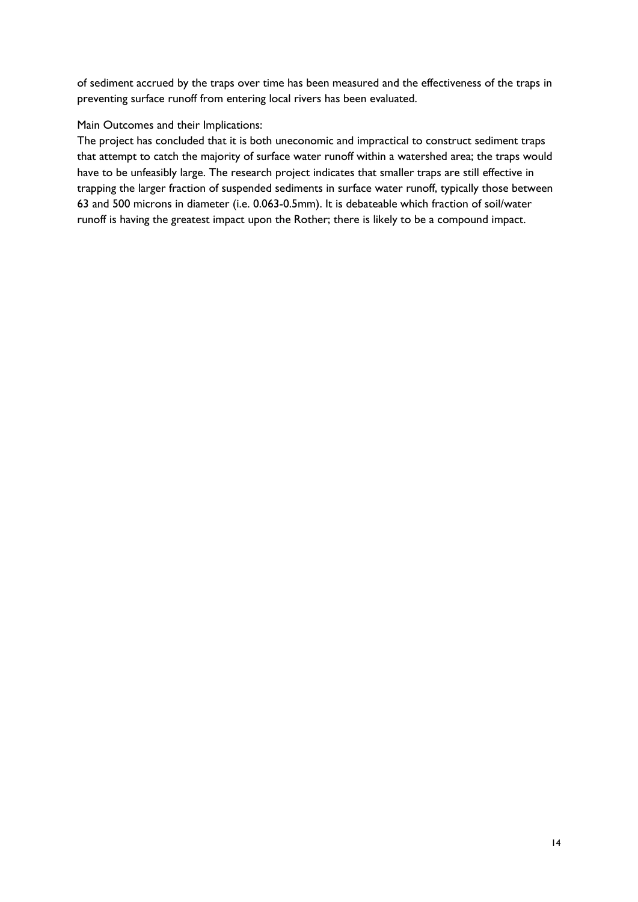of sediment accrued by the traps over time has been measured and the effectiveness of the traps in preventing surface runoff from entering local rivers has been evaluated.

Main Outcomes and their Implications:

The project has concluded that it is both uneconomic and impractical to construct sediment traps that attempt to catch the majority of surface water runoff within a watershed area; the traps would have to be unfeasibly large. The research project indicates that smaller traps are still effective in trapping the larger fraction of suspended sediments in surface water runoff, typically those between 63 and 500 microns in diameter (i.e. 0.063-0.5mm). It is debateable which fraction of soil/water runoff is having the greatest impact upon the Rother; there is likely to be a compound impact.